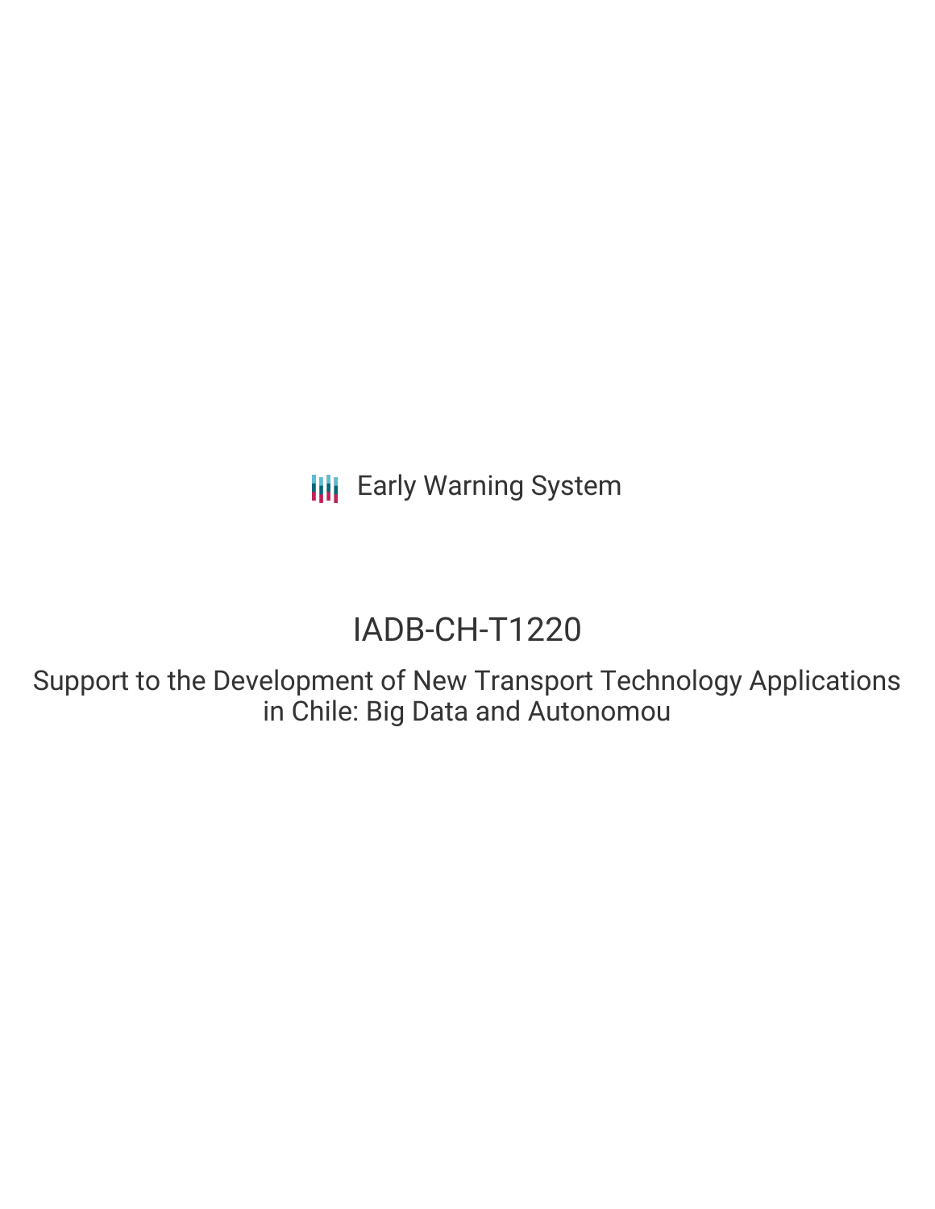Early Warning System

# IADB-CH-T1220

## Support to the Development of New Transport Technology Applications in Chile: Big Data and Autonomou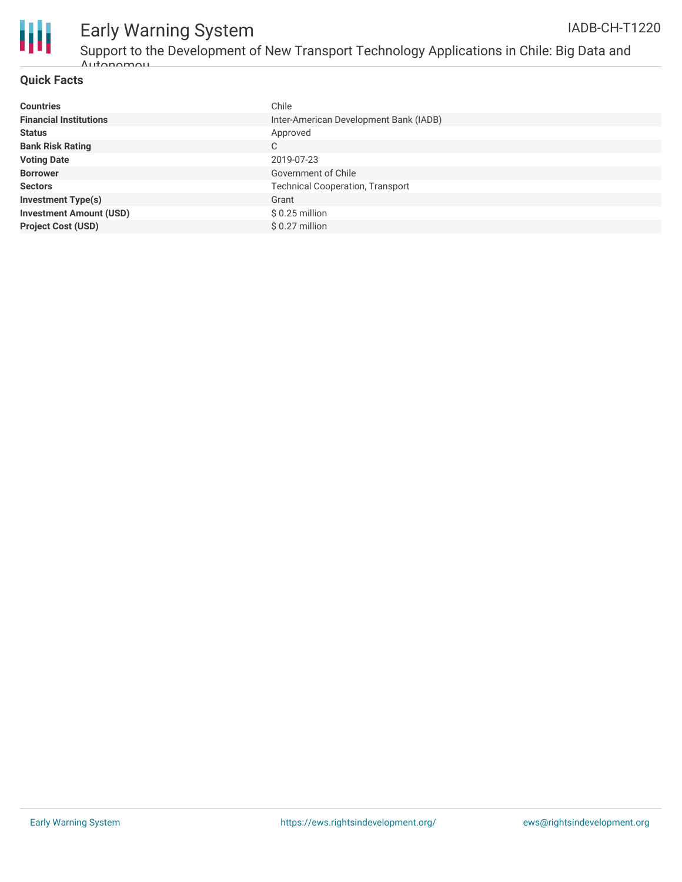## Quick Facts

| | |
|---|---|
| **Countries** | Chile |
| **Financial Institutions** | Inter-American Development Bank (IADB) |
| **Status** | Approved |
| **Bank Risk Rating** | C |
| **Voting Date** | 2019-07-23 |
| **Borrower** | Government of Chile |
| **Sectors** | Technical Cooperation, Transport |
| **Investment Type(s)** | Grant |
| **Investment Amount (USD)** | $ 0.25 million |
| **Project Cost (USD)** | $ 0.27 million |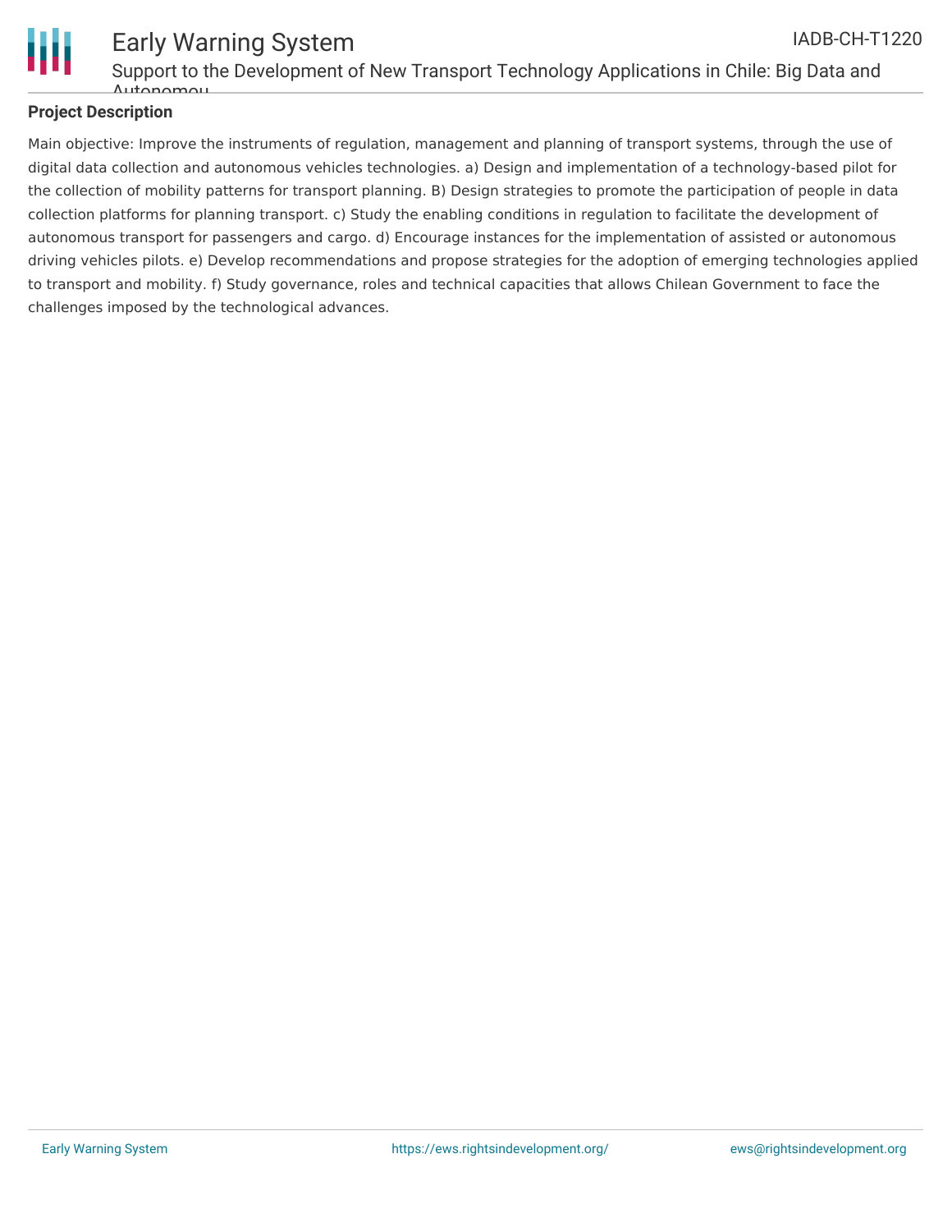## Project Description

Main objective: Improve the instruments of regulation, management and planning of transport systems, through the use of digital data collection and autonomous vehicles technologies. a) Design and implementation of a technology-based pilot for the collection of mobility patterns for transport planning. B) Design strategies to promote the participation of people in data collection platforms for planning transport. c) Study the enabling conditions in regulation to facilitate the development of autonomous transport for passengers and cargo. d) Encourage instances for the implementation of assisted or autonomous driving vehicles pilots. e) Develop recommendations and propose strategies for the adoption of emerging technologies applied to transport and mobility. f) Study governance, roles and technical capacities that allows Chilean Government to face the challenges imposed by the technological advances.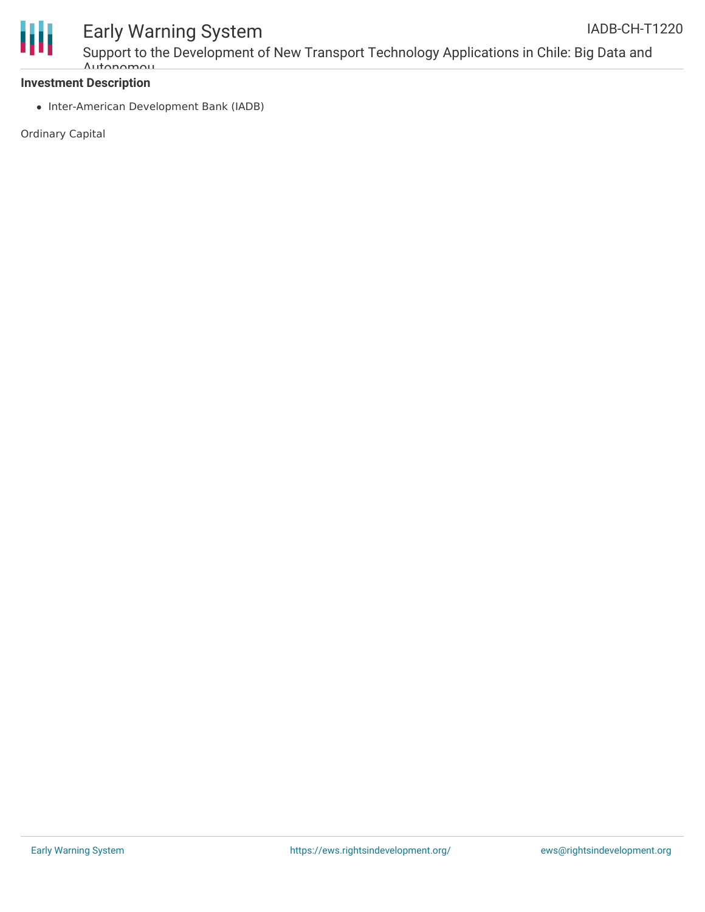**Investment Description**

- Inter-American Development Bank (IADB)

Ordinary Capital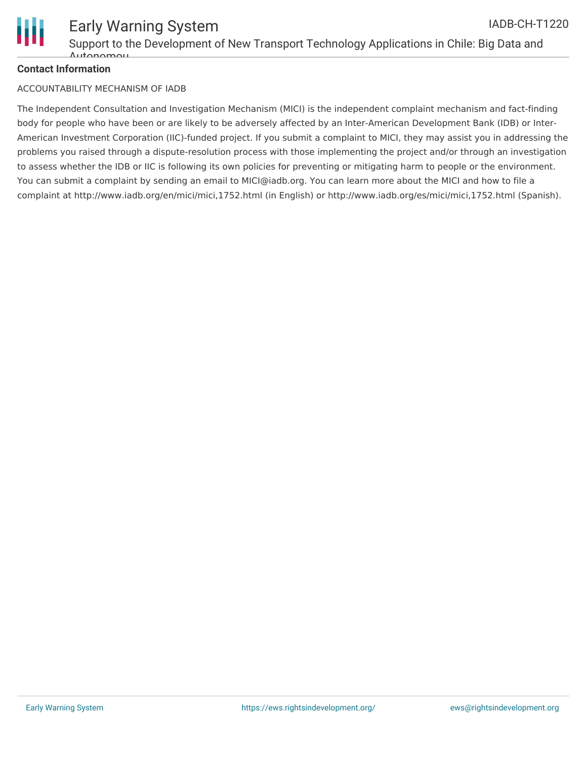**Contact Information**

ACCOUNTABILITY MECHANISM OF IADB

The Independent Consultation and Investigation Mechanism (MICI) is the independent complaint mechanism and fact-finding body for people who have been or are likely to be adversely affected by an Inter-American Development Bank (IDB) or Inter-American Investment Corporation (IIC)-funded project. If you submit a complaint to MICI, they may assist you in addressing the problems you raised through a dispute-resolution process with those implementing the project and/or through an investigation to assess whether the IDB or IIC is following its own policies for preventing or mitigating harm to people or the environment. You can submit a complaint by sending an email to MICI@iadb.org. You can learn more about the MICI and how to file a complaint at http://www.iadb.org/en/mici/mici,1752.html (in English) or http://www.iadb.org/es/mici/mici,1752.html (Spanish).